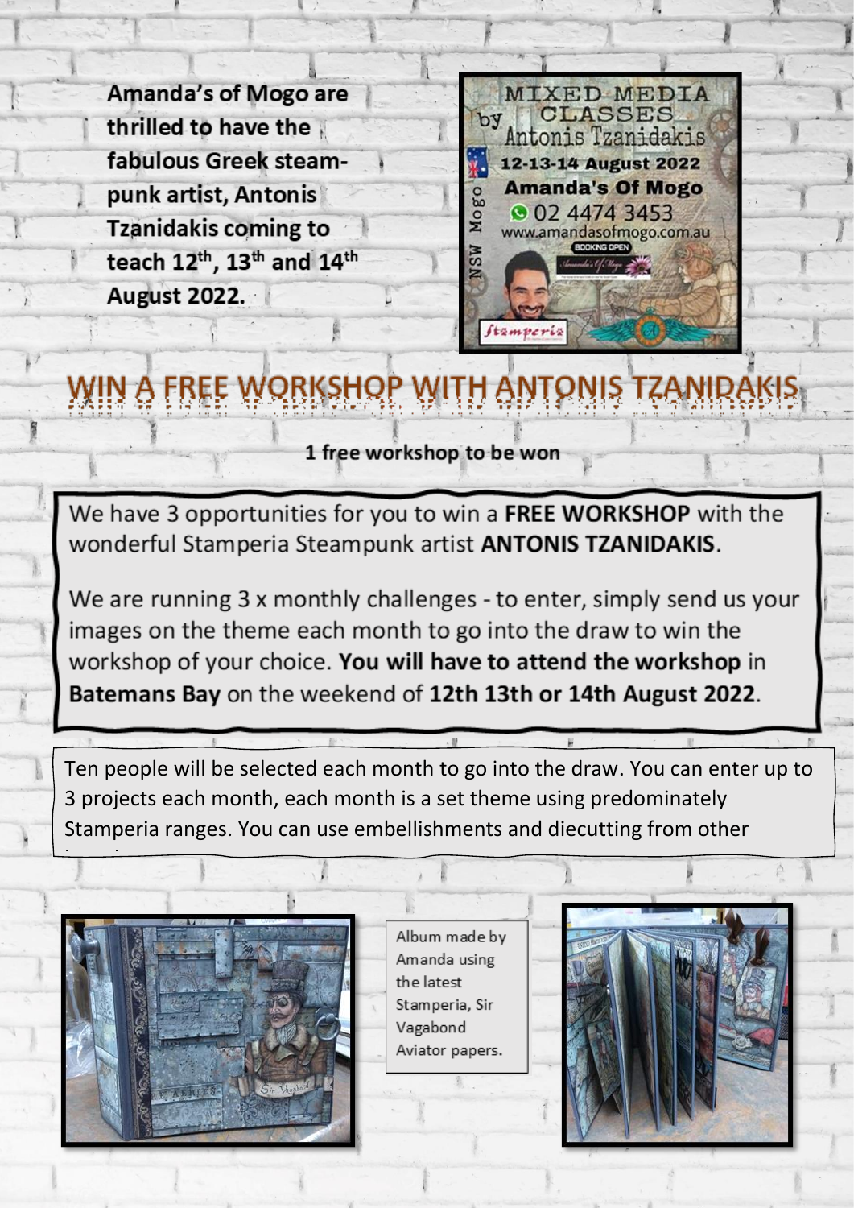**Amanda's of Mogo are thrilled to have the fabulous Greek steam-punk artist, Antonis Tzanidakis coming to teach 12th, 13th and 14th August 2022.**

# WIN A FREE WORKSHOP WITH ANTONIS TZANIDAKIS

**1 free workshop to be won**

We have 3 opportunities for you to win a **FREE WORKSHOP** with the wonderful Stamperia Steampunk artist **ANTONIS TZANIDAKIS**.

We are running 3 x monthly challenges - to enter, simply send us your images on the theme each month to go into the draw to win the workshop of your choice. **You will have to attend the workshop** in **Batemans Bay** on the weekend of **12th 13th or 14th August 2022**.

Ten people will be selected each month to go into the draw. You can enter up to 3 projects each month, each month is a set theme using predominately Stamperia ranges. You can use embellishments and diecutting from other

Album made by Amanda using the latest Stamperia, Sir Vagabond Aviator papers.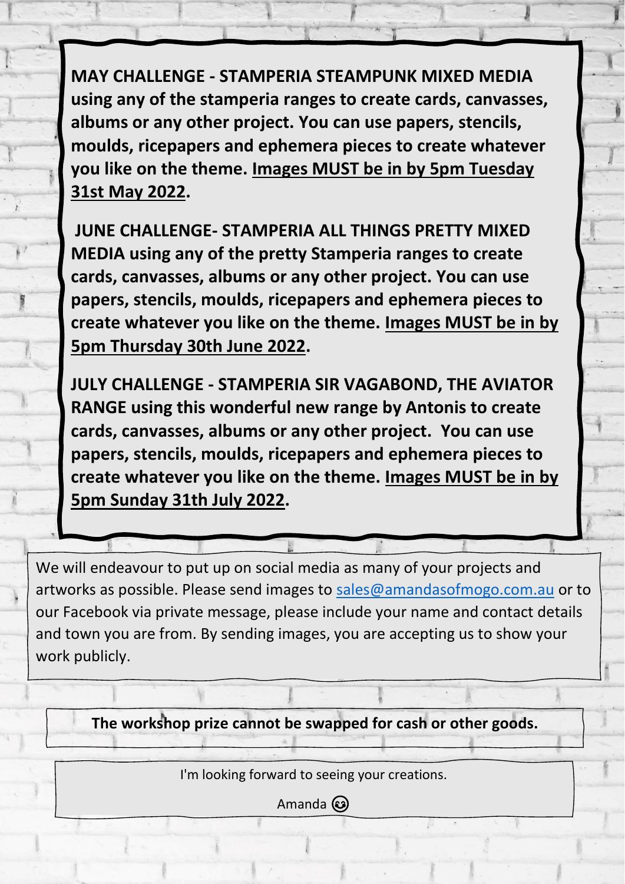**MAY CHALLENGE - STAMPERIA STEAMPUNK MIXED MEDIA using any of the stamperia ranges to create cards, canvasses, albums or any other project. You can use papers, stencils, moulds, ricepapers and ephemera pieces to create whatever you like on the theme. <u>Images MUST be in by 5pm Tuesday 31st May 2022</u>.**

**JUNE CHALLENGE- STAMPERIA ALL THINGS PRETTY MIXED MEDIA using any of the pretty Stamperia ranges to create cards, canvasses, albums or any other project. You can use papers, stencils, moulds, ricepapers and ephemera pieces to create whatever you like on the theme. <u>Images MUST be in by 5pm Thursday 30th June 2022</u>.**

**JULY CHALLENGE - STAMPERIA SIR VAGABOND, THE AVIATOR RANGE using this wonderful new range by Antonis to create cards, canvasses, albums or any other project. You can use papers, stencils, moulds, ricepapers and ephemera pieces to create whatever you like on the theme. <u>Images MUST be in by 5pm Sunday 31th July 2022</u>.**

We will endeavour to put up on social media as many of your projects and artworks as possible. Please send images to sales@amandasofmogo.com.au or to our Facebook via private message, please include your name and contact details and town you are from. By sending images, you are accepting us to show your work publicly.

**The workshop prize cannot be swapped for cash or other goods.**

I'm looking forward to seeing your creations.

Amanda 😊